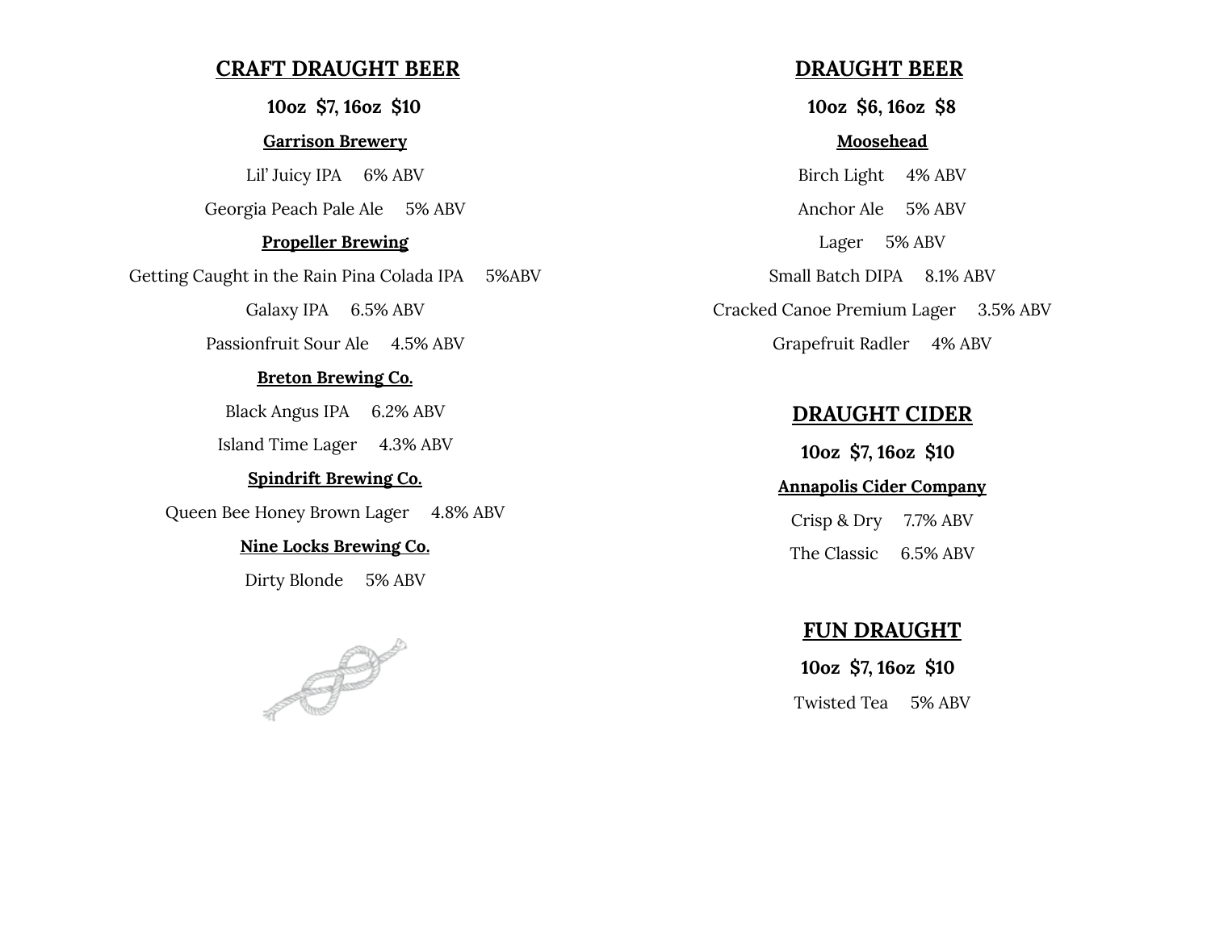## CRAFT DRAUGHT BEER

**10oz $7, 16oz $10**

**Garrison Brewery**

Lil' Juicy IPA 6% ABV

Georgia Peach Pale Ale 5% ABV

**Propeller Brewing**

Getting Caught in the Rain Pina Colada IPA 5%ABV

Galaxy IPA 6.5% ABV

Passionfruit Sour Ale 4.5% ABV

**Breton Brewing Co.**

Black Angus IPA 6.2% ABV

Island Time Lager 4.3% ABV

**Spindrift Brewing Co.**

Queen Bee Honey Brown Lager 4.8% ABV

**Nine Locks Brewing Co.**

Dirty Blonde 5% ABV

## DRAUGHT BEER

**10oz $6, 16oz $8**

**Moosehead**

Birch Light 4% ABV

Anchor Ale 5% ABV

Lager 5% ABV

Small Batch DIPA 8.1% ABV

Cracked Canoe Premium Lager 3.5% ABV

Grapefruit Radler 4% ABV

## DRAUGHT CIDER

**10oz $7, 16oz $10**

**Annapolis Cider Company**

Crisp & Dry 7.7% ABV

The Classic 6.5% ABV

## FUN DRAUGHT

**10oz $7, 16oz $10**

Twisted Tea 5% ABV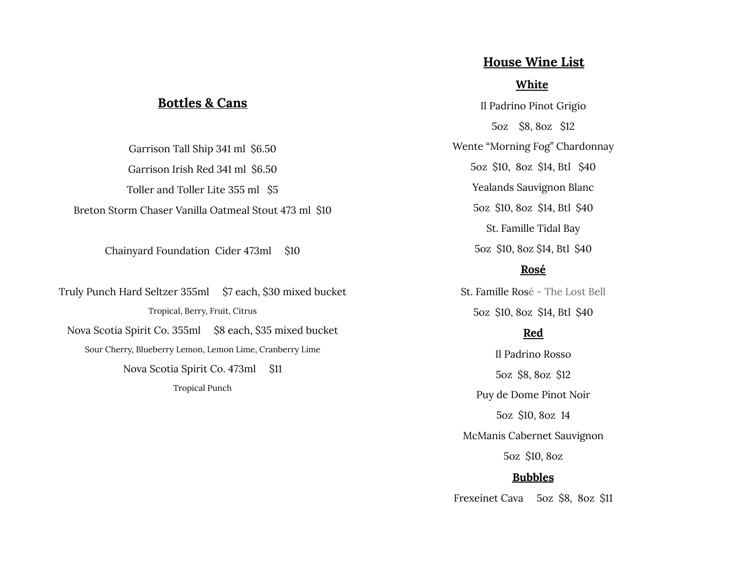## Bottles & Cans

Garrison Tall Ship 341 ml $6.50

Garrison Irish Red 341 ml $6.50

Toller and Toller Lite 355 ml $5

Breton Storm Chaser Vanilla Oatmeal Stout 473 ml $10

Chainyard Foundation Cider 473ml $10

Truly Punch Hard Seltzer 355ml $7 each, $30 mixed bucket

Tropical, Berry, Fruit, Citrus

Nova Scotia Spirit Co. 355ml $8 each, $35 mixed bucket

Sour Cherry, Blueberry Lemon, Lemon Lime, Cranberry Lime

Nova Scotia Spirit Co. 473ml $11

Tropical Punch

## House Wine List

### White

Il Padrino Pinot Grigio

5oz $8, 8oz $12

Wente "Morning Fog" Chardonnay

5oz $10, 8oz $14, Btl $40

Yealands Sauvignon Blanc

5oz $10, 8oz $14, Btl $40

St. Famille Tidal Bay

5oz $10, 8oz $14, Btl $40

### Rosé

St. Famille Rosé - The Lost Bell

5oz $10, 8oz $14, Btl $40

### Red

Il Padrino Rosso

5oz $8, 8oz $12

Puy de Dome Pinot Noir

5oz $10, 8oz 14

McManis Cabernet Sauvignon

5oz $10, 8oz

### Bubbles

Frexeinet Cava 5oz $8, 8oz $11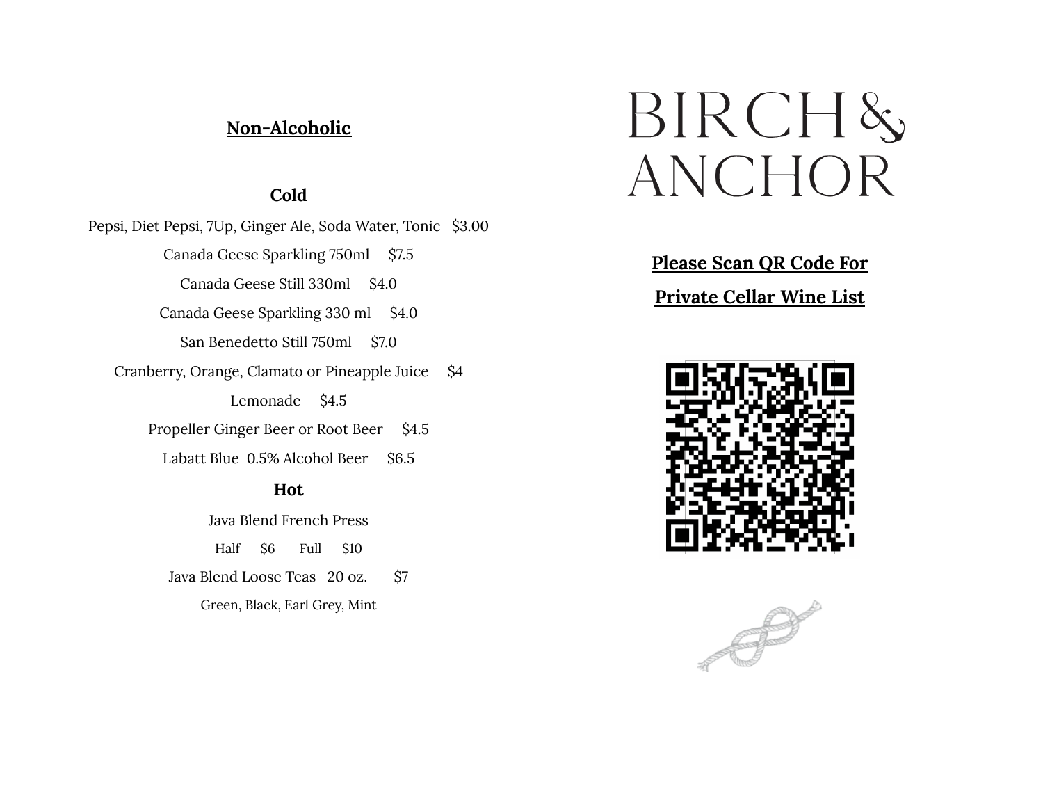## Non-Alcoholic

### Cold

Pepsi, Diet Pepsi, 7Up, Ginger Ale, Soda Water, Tonic $3.00

Canada Geese Sparkling 750ml $7.5

Canada Geese Still 330ml $4.0

Canada Geese Sparkling 330 ml $4.0

San Benedetto Still 750ml $7.0

Cranberry, Orange, Clamato or Pineapple Juice $4

Lemonade $4.5

Propeller Ginger Beer or Root Beer $4.5

Labatt Blue 0.5% Alcohol Beer $6.5

### Hot

Java Blend French Press

Half $6 Full $10

Java Blend Loose Teas 20 oz. $7

Green, Black, Earl Grey, Mint

# BIRCH & ANCHOR

**Please Scan QR Code For**

**Private Cellar Wine List**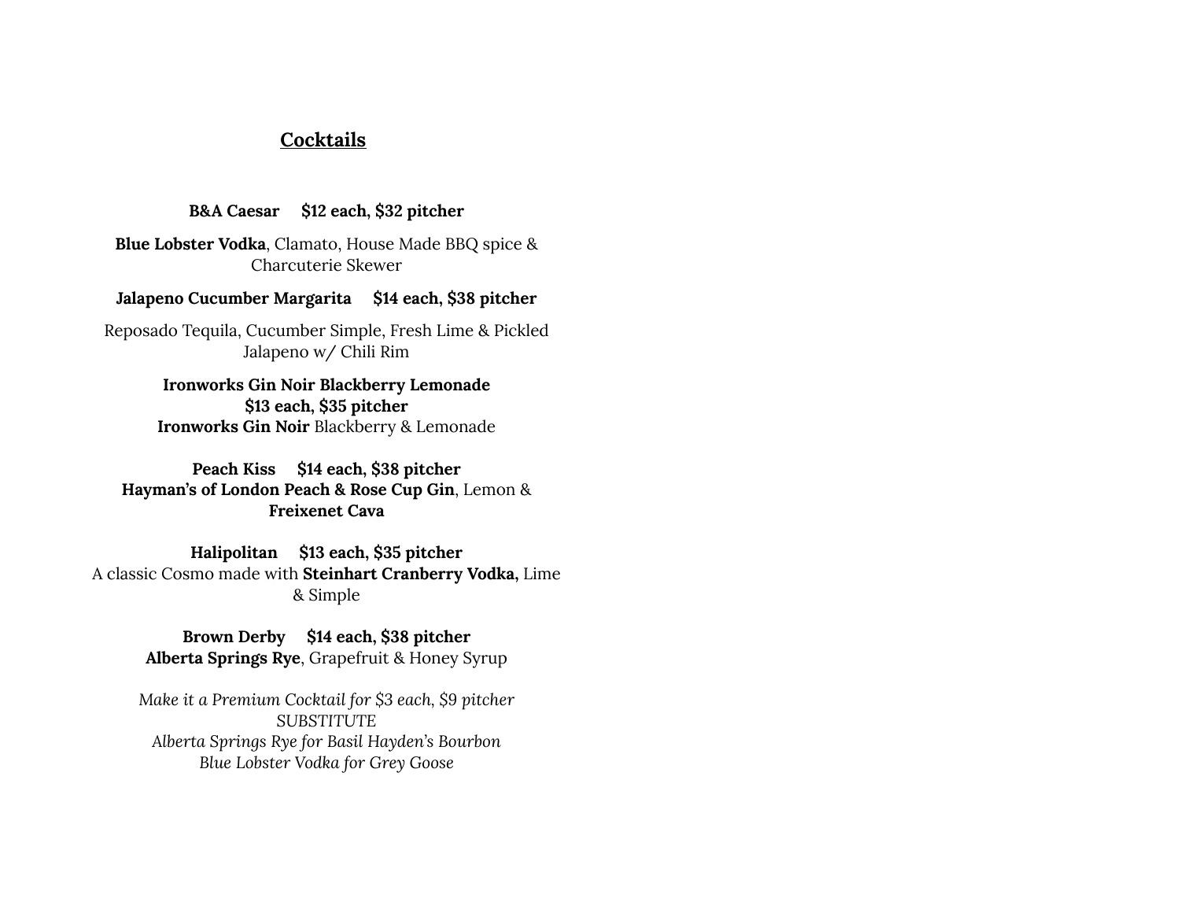## Cocktails

**B&A Caesar     $12 each, $32 pitcher**

**Blue Lobster Vodka**, Clamato, House Made BBQ spice & Charcuterie Skewer

**Jalapeno Cucumber Margarita     $14 each, $38 pitcher**

Reposado Tequila, Cucumber Simple, Fresh Lime & Pickled Jalapeno w/ Chili Rim

**Ironworks Gin Noir Blackberry Lemonade**
**$13 each, $35 pitcher**
**Ironworks Gin Noir** Blackberry & Lemonade

**Peach Kiss     $14 each, $38 pitcher**
**Hayman's of London Peach & Rose Cup Gin**, Lemon & **Freixenet Cava**

**Halipolitan     $13 each, $35 pitcher**
A classic Cosmo made with **Steinhart Cranberry Vodka,** Lime & Simple

**Brown Derby     $14 each, $38 pitcher**
**Alberta Springs Rye**, Grapefruit & Honey Syrup

*Make it a Premium Cocktail for $3 each, $9 pitcher*
SUBSTITUTE
*Alberta Springs Rye for Basil Hayden's Bourbon*
*Blue Lobster Vodka for Grey Goose*